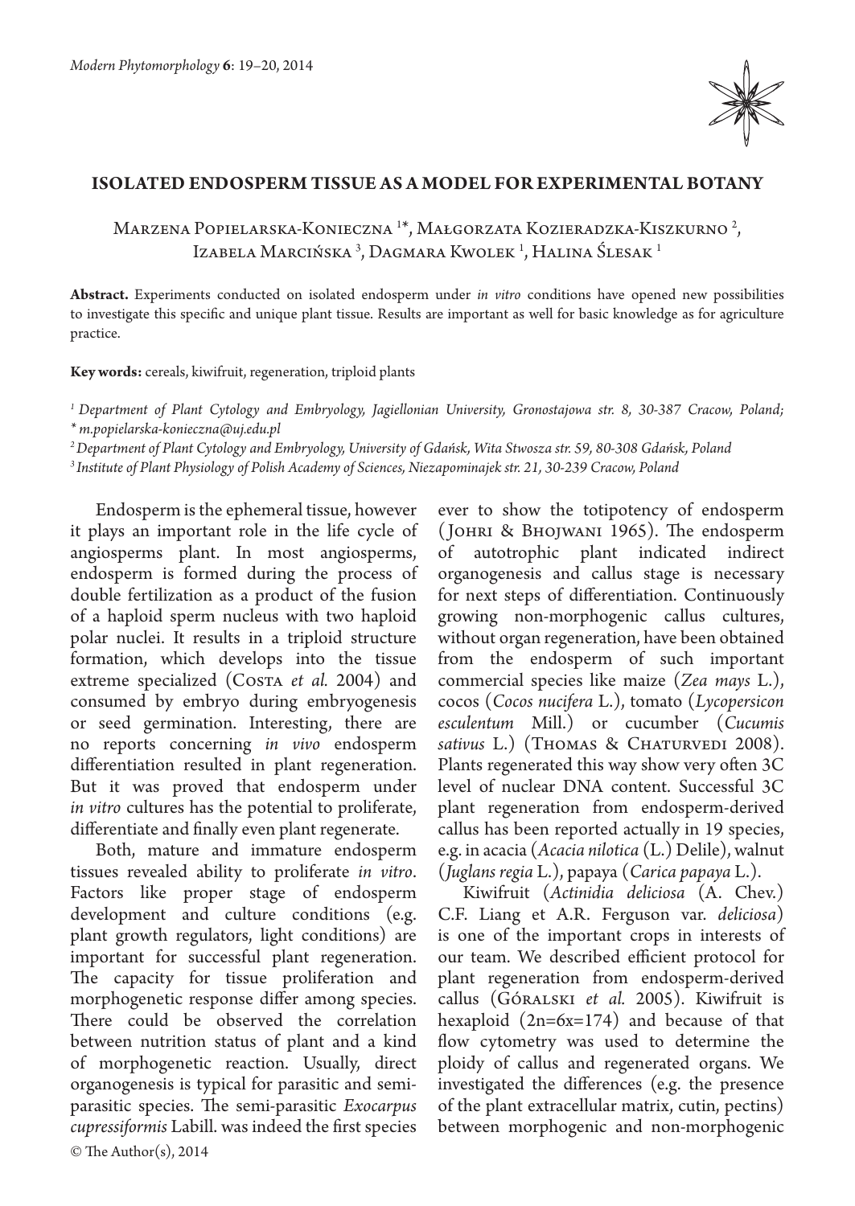# ISOLATED ENDOSPERM TISSUE AS A MODEL FOR EXPERIMENTAL BOTANY

Marzena Popielarska-Konieczna [1*], Małgorzata Kozieradzka-Kiszkurno [2], Izabela Marcińska [3], Dagmara Kwolek [1], Halina Ślesak [1]

**Abstract.** Experiments conducted on isolated endosperm under *in vitro* conditions have opened new possibilities to investigate this specific and unique plant tissue. Results are important as well for basic knowledge as for agriculture practice.

**Key words:** cereals, kiwifruit, regeneration, triploid plants

*[1] Department of Plant Cytology and Embryology, Jagiellonian University, Gronostajowa str. 8, 30-387 Cracow, Poland;*
*\* m.popielarska-konieczna@uj.edu.pl*
*[2] Department of Plant Cytology and Embryology, University of Gdańsk, Wita Stwosza str. 59, 80-308 Gdańsk, Poland*
*[3] Institute of Plant Physiology of Polish Academy of Sciences, Niezapominajek str. 21, 30-239 Cracow, Poland*

Endosperm is the ephemeral tissue, however it plays an important role in the life cycle of angiosperms plant. In most angiosperms, endosperm is formed during the process of double fertilization as a product of the fusion of a haploid sperm nucleus with two haploid polar nuclei. It results in a triploid structure formation, which develops into the tissue extreme specialized (Costa *et al.* 2004) and consumed by embryo during embryogenesis or seed germination. Interesting, there are no reports concerning *in vivo* endosperm differentiation resulted in plant regeneration. But it was proved that endosperm under *in vitro* cultures has the potential to proliferate, differentiate and finally even plant regenerate.

Both, mature and immature endosperm tissues revealed ability to proliferate *in vitro*. Factors like proper stage of endosperm development and culture conditions (e.g. plant growth regulators, light conditions) are important for successful plant regeneration. The capacity for tissue proliferation and morphogenetic response differ among species. There could be observed the correlation between nutrition status of plant and a kind of morphogenetic reaction. Usually, direct organogenesis is typical for parasitic and semi-parasitic species. The semi-parasitic *Exocarpus cupressiformis* Labill. was indeed the first species ever to show the totipotency of endosperm (Johri & Bhojwani 1965). The endosperm of autotrophic plant indicated indirect organogenesis and callus stage is necessary for next steps of differentiation. Continuously growing non-morphogenic callus cultures, without organ regeneration, have been obtained from the endosperm of such important commercial species like maize (*Zea mays* L.), cocos (*Cocos nucifera* L.), tomato (*Lycopersicon esculentum* Mill.) or cucumber (*Cucumis sativus* L.) (Thomas & Chaturvedi 2008). Plants regenerated this way show very often 3C level of nuclear DNA content. Successful 3C plant regeneration from endosperm-derived callus has been reported actually in 19 species, e.g. in acacia (*Acacia nilotica* (L.) Delile), walnut (*Juglans regia* L.), papaya (*Carica papaya* L.).

Kiwifruit (*Actinidia deliciosa* (A. Chev.) C.F. Liang et A.R. Ferguson var. *deliciosa*) is one of the important crops in interests of our team. We described efficient protocol for plant regeneration from endosperm-derived callus (Góralski *et al.* 2005). Kiwifruit is hexaploid (2n=6x=174) and because of that flow cytometry was used to determine the ploidy of callus and regenerated organs. We investigated the differences (e.g. the presence of the plant extracellular matrix, cutin, pectins) between morphogenic and non-morphogenic

© The Author(s), 2014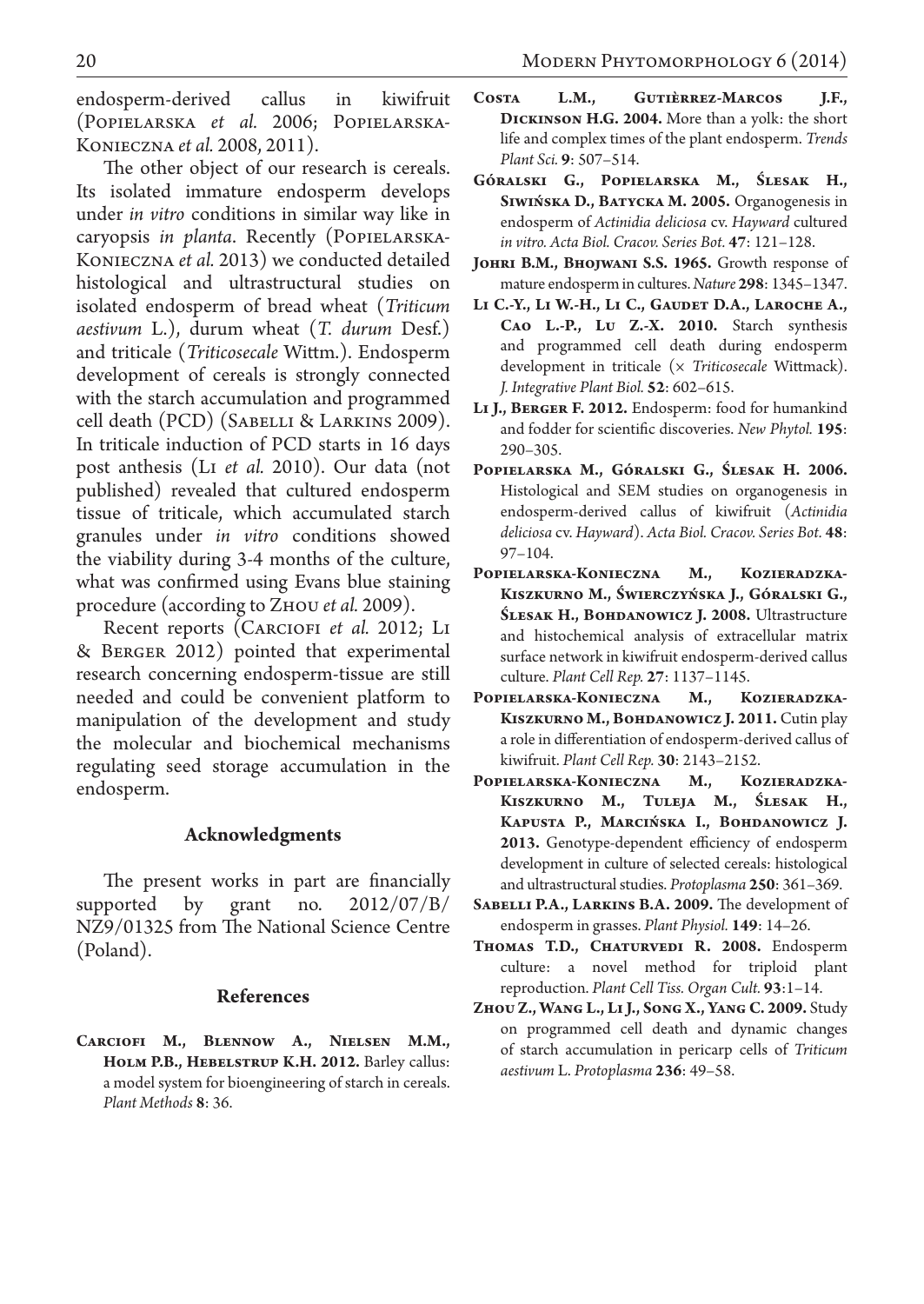endosperm-derived callus in kiwifruit (Popielarska *et al.* 2006; Popielarska-Konieczna *et al.* 2008, 2011).

The other object of our research is cereals. Its isolated immature endosperm develops under *in vitro* conditions in similar way like in caryopsis *in planta*. Recently (Popielarska-Konieczna *et al.* 2013) we conducted detailed histological and ultrastructural studies on isolated endosperm of bread wheat (*Triticum aestivum* L.), durum wheat (*T. durum* Desf.) and triticale (*Triticosecale* Wittm.). Endosperm development of cereals is strongly connected with the starch accumulation and programmed cell death (PCD) (Sabelli & Larkins 2009). In triticale induction of PCD starts in 16 days post anthesis (Li *et al.* 2010). Our data (not published) revealed that cultured endosperm tissue of triticale, which accumulated starch granules under *in vitro* conditions showed the viability during 3-4 months of the culture, what was confirmed using Evans blue staining procedure (according to Zhou *et al.* 2009).

Recent reports (Carciofi *et al.* 2012; Li & Berger 2012) pointed that experimental research concerning endosperm-tissue are still needed and could be convenient platform to manipulation of the development and study the molecular and biochemical mechanisms regulating seed storage accumulation in the endosperm.

## Acknowledgments

The present works in part are financially supported by grant no. 2012/07/B/NZ9/01325 from The National Science Centre (Poland).

## References

**Carciofi M., Blennow A., Nielsen M.M., Holm P.B., Hebelstrup K.H. 2012.** Barley callus: a model system for bioengineering of starch in cereals. *Plant Methods* **8**: 36.

**Costa L.M., Gutièrrez-Marcos J.F., Dickinson H.G. 2004.** More than a yolk: the short life and complex times of the plant endosperm. *Trends Plant Sci.* **9**: 507–514.

**Góralski G., Popielarska M., Ślesak H., Siwińska D., Batycka M. 2005.** Organogenesis in endosperm of *Actinidia deliciosa* cv. *Hayward* cultured *in vitro*. *Acta Biol. Cracov. Series Bot.* **47**: 121–128.

**Johri B.M., Bhojwani S.S. 1965.** Growth response of mature endosperm in cultures. *Nature* **298**: 1345–1347.

**Li C.-Y., Li W.-H., Li C., Gaudet D.A., Laroche A., Cao L.-P., Lu Z.-X. 2010.** Starch synthesis and programmed cell death during endosperm development in triticale (× *Triticosecale* Wittmack). *J. Integrative Plant Biol.* **52**: 602–615.

**Li J., Berger F. 2012.** Endosperm: food for humankind and fodder for scientific discoveries. *New Phytol.* **195**: 290–305.

**Popielarska M., Góralski G., Ślesak H. 2006.** Histological and SEM studies on organogenesis in endosperm-derived callus of kiwifruit (*Actinidia deliciosa* cv. *Hayward*). *Acta Biol. Cracov. Series Bot.* **48**: 97–104.

**Popielarska-Konieczna M., Kozieradzka-Kiszkurno M., Świerczyńska J., Góralski G., Ślesak H., Bohdanowicz J. 2008.** Ultrastructure and histochemical analysis of extracellular matrix surface network in kiwifruit endosperm-derived callus culture. *Plant Cell Rep.* **27**: 1137–1145.

**Popielarska-Konieczna M., Kozieradzka-Kiszkurno M., Bohdanowicz J. 2011.** Cutin play a role in differentiation of endosperm-derived callus of kiwifruit. *Plant Cell Rep.* **30**: 2143–2152.

**Popielarska-Konieczna M., Kozieradzka-Kiszkurno M., Tuleja M., Ślesak H., Kapusta P., Marcińska I., Bohdanowicz J. 2013.** Genotype-dependent efficiency of endosperm development in culture of selected cereals: histological and ultrastructural studies. *Protoplasma* **250**: 361–369.

**Sabelli P.A., Larkins B.A. 2009.** The development of endosperm in grasses. *Plant Physiol.* **149**: 14–26.

**Thomas T.D., Chaturvedi R. 2008.** Endosperm culture: a novel method for triploid plant reproduction. *Plant Cell Tiss. Organ Cult.* **93**:1–14.

**Zhou Z., Wang L., Li J., Song X., Yang C. 2009.** Study on programmed cell death and dynamic changes of starch accumulation in pericarp cells of *Triticum aestivum* L. *Protoplasma* **236**: 49–58.